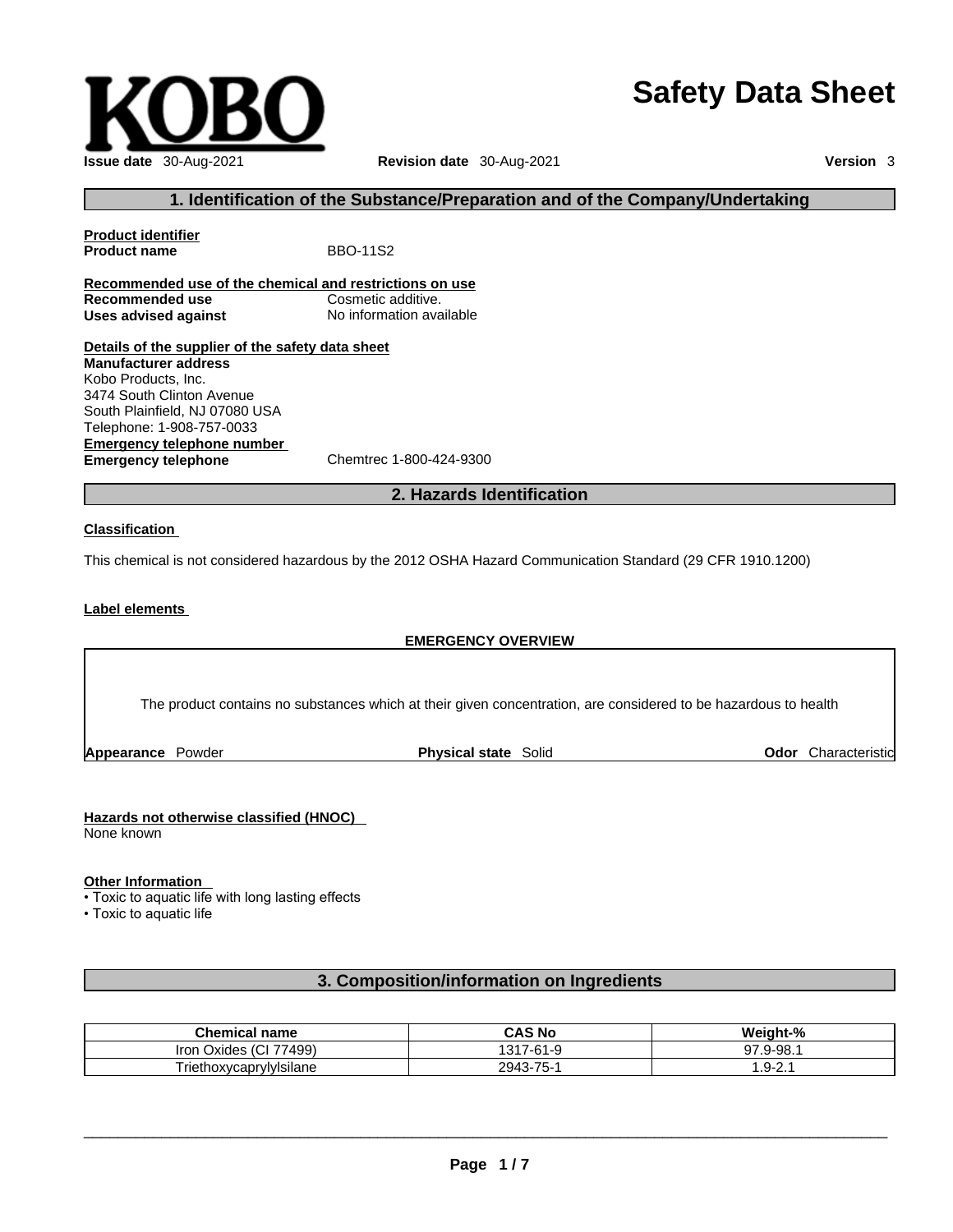KOBO

# Safety Data Sheet

**Issue date** 30-Aug-2021 **Revision date** 30-Aug-2021 **Version** 3

## 1. Identification of the Substance/Preparation and of the Company/Undertaking

**Product identifier**
**Product name** BBO-11S2

**Recommended use of the chemical and restrictions on use**
**Recommended use** Cosmetic additive.
**Uses advised against** No information available

**Details of the supplier of the safety data sheet**
**Manufacturer address**
Kobo Products, Inc.
3474 South Clinton Avenue
South Plainfield, NJ 07080 USA
Telephone: 1-908-757-0033
**Emergency telephone number**
**Emergency telephone** Chemtrec 1-800-424-9300

## 2. Hazards Identification

**Classification**

This chemical is not considered hazardous by the 2012 OSHA Hazard Communication Standard (29 CFR 1910.1200)

**Label elements**

**EMERGENCY OVERVIEW**

The product contains no substances which at their given concentration, are considered to be hazardous to health

**Appearance** Powder **Physical state** Solid **Odor** Characteristic

**Hazards not otherwise classified (HNOC)**
None known

**Other Information**
- Toxic to aquatic life with long lasting effects
- Toxic to aquatic life

## 3. Composition/information on Ingredients

| Chemical name | CAS No | Weight-% |
|---|---|---|
| Iron Oxides (CI 77499) | 1317-61-9 | 97.9-98.1 |
| Triethoxycaprylylsilane | 2943-75-1 | 1.9-2.1 |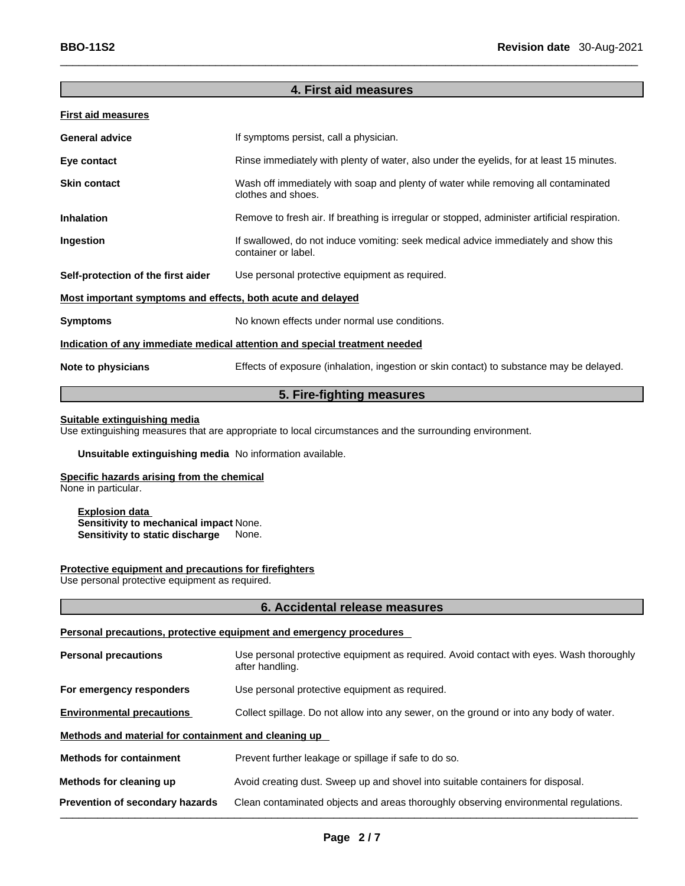## 4. First aid measures

**First aid measures**

| | |
|---|---|
| **General advice** | If symptoms persist, call a physician. |
| **Eye contact** | Rinse immediately with plenty of water, also under the eyelids, for at least 15 minutes. |
| **Skin contact** | Wash off immediately with soap and plenty of water while removing all contaminated clothes and shoes. |
| **Inhalation** | Remove to fresh air. If breathing is irregular or stopped, administer artificial respiration. |
| **Ingestion** | If swallowed, do not induce vomiting: seek medical advice immediately and show this container or label. |
| **Self-protection of the first aider** | Use personal protective equipment as required. |

**Most important symptoms and effects, both acute and delayed**

| | |
|---|---|
| **Symptoms** | No known effects under normal use conditions. |

**Indication of any immediate medical attention and special treatment needed**

| | |
|---|---|
| **Note to physicians** | Effects of exposure (inhalation, ingestion or skin contact) to substance may be delayed. |

## 5. Fire-fighting measures

**Suitable extinguishing media**
Use extinguishing measures that are appropriate to local circumstances and the surrounding environment.

**Unsuitable extinguishing media** No information available.

**Specific hazards arising from the chemical**
None in particular.

**Explosion data**
**Sensitivity to mechanical impact** None.
**Sensitivity to static discharge** None.

**Protective equipment and precautions for firefighters**
Use personal protective equipment as required.

## 6. Accidental release measures

**Personal precautions, protective equipment and emergency procedures**

| | |
|---|---|
| **Personal precautions** | Use personal protective equipment as required. Avoid contact with eyes. Wash thoroughly after handling. |
| **For emergency responders** | Use personal protective equipment as required. |
| **Environmental precautions** | Collect spillage. Do not allow into any sewer, on the ground or into any body of water. |

**Methods and material for containment and cleaning up**

| | |
|---|---|
| **Methods for containment** | Prevent further leakage or spillage if safe to do so. |
| **Methods for cleaning up** | Avoid creating dust. Sweep up and shovel into suitable containers for disposal. |
| **Prevention of secondary hazards** | Clean contaminated objects and areas thoroughly observing environmental regulations. |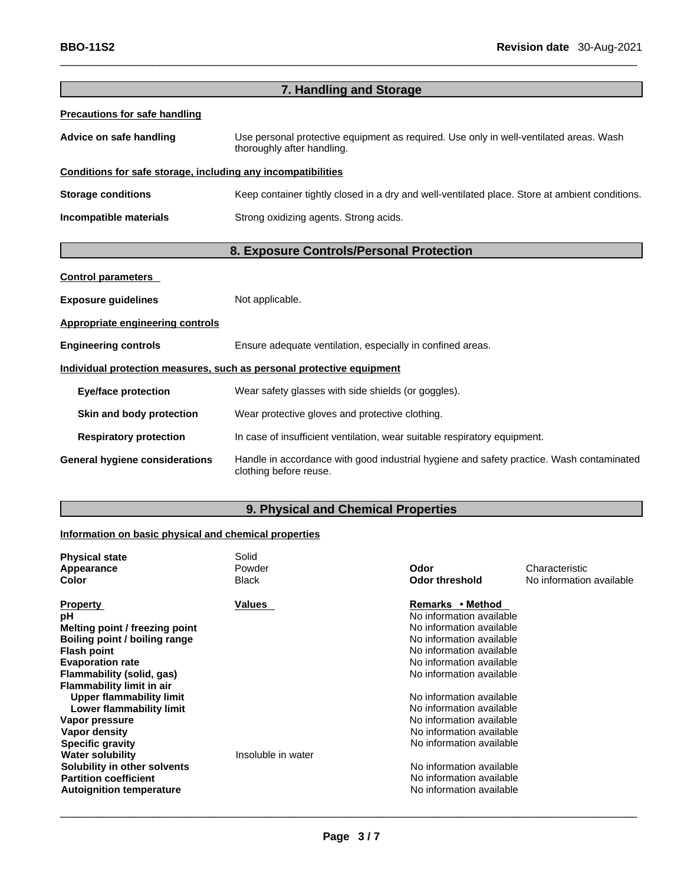## 7. Handling and Storage

**Precautions for safe handling**

**Advice on safe handling** Use personal protective equipment as required. Use only in well-ventilated areas. Wash thoroughly after handling.

**Conditions for safe storage, including any incompatibilities**

**Storage conditions** Keep container tightly closed in a dry and well-ventilated place. Store at ambient conditions.

**Incompatible materials** Strong oxidizing agents. Strong acids.

## 8. Exposure Controls/Personal Protection

**Control parameters**

**Exposure guidelines** Not applicable.

**Appropriate engineering controls**

**Engineering controls** Ensure adequate ventilation, especially in confined areas.

**Individual protection measures, such as personal protective equipment**

**Eye/face protection** Wear safety glasses with side shields (or goggles).

**Skin and body protection** Wear protective gloves and protective clothing.

**Respiratory protection** In case of insufficient ventilation, wear suitable respiratory equipment.

**General hygiene considerations** Handle in accordance with good industrial hygiene and safety practice. Wash contaminated clothing before reuse.

## 9. Physical and Chemical Properties

**Information on basic physical and chemical properties**

| | | | |
|---|---|---|---|
| **Physical state** | Solid | | |
| **Appearance** | Powder | **Odor** | Characteristic |
| **Color** | Black | **Odor threshold** | No information available |

| **Property** | **Values** | **Remarks • Method** |
|---|---|---|
| **pH** | | No information available |
| **Melting point / freezing point** | | No information available |
| **Boiling point / boiling range** | | No information available |
| **Flash point** | | No information available |
| **Evaporation rate** | | No information available |
| **Flammability (solid, gas)** | | No information available |
| **Flammability limit in air** | | |
| **Upper flammability limit** | | No information available |
| **Lower flammability limit** | | No information available |
| **Vapor pressure** | | No information available |
| **Vapor density** | | No information available |
| **Specific gravity** | | No information available |
| **Water solubility** | Insoluble in water | |
| **Solubility in other solvents** | | No information available |
| **Partition coefficient** | | No information available |
| **Autoignition temperature** | | No information available |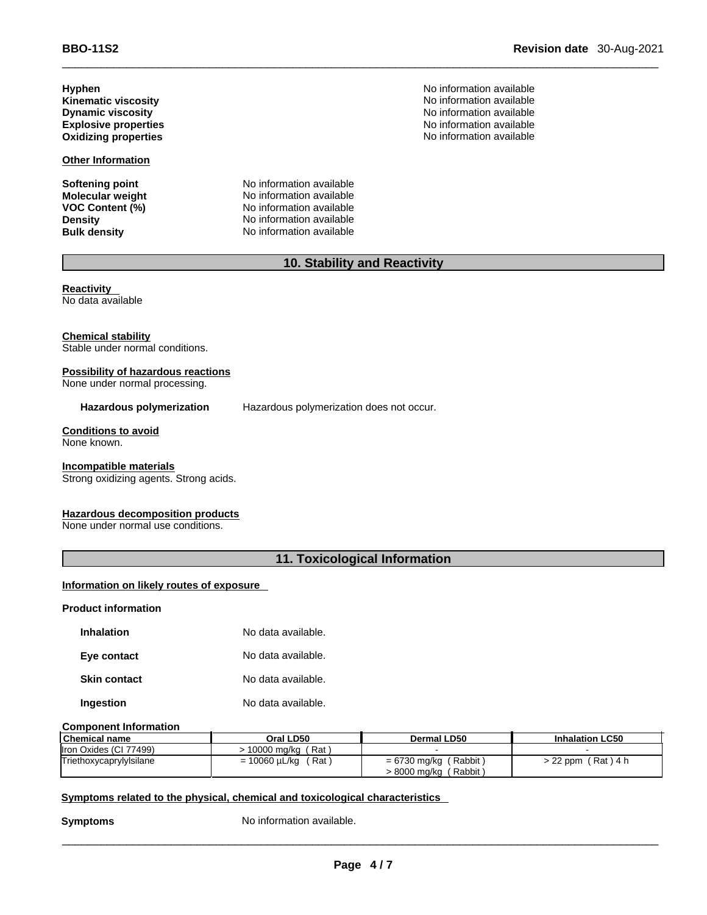**Hyphen** No information available
**Kinematic viscosity** No information available
**Dynamic viscosity** No information available
**Explosive properties** No information available
**Oxidizing properties** No information available

**Other Information**

**Softening point** No information available
**Molecular weight** No information available
**VOC Content (%)** No information available
**Density** No information available
**Bulk density** No information available

## 10. Stability and Reactivity

**Reactivity**
No data available

**Chemical stability**
Stable under normal conditions.

**Possibility of hazardous reactions**
None under normal processing.

**Hazardous polymerization** Hazardous polymerization does not occur.

**Conditions to avoid**
None known.

**Incompatible materials**
Strong oxidizing agents. Strong acids.

**Hazardous decomposition products**
None under normal use conditions.

## 11. Toxicological Information

**Information on likely routes of exposure**

**Product information**

**Inhalation** No data available.

**Eye contact** No data available.

**Skin contact** No data available.

**Ingestion** No data available.

**Component Information**

| Chemical name | Oral LD50 | Dermal LD50 | Inhalation LC50 |
|---|---|---|---|
| Iron Oxides (CI 77499) | > 10000 mg/kg ( Rat ) | - | - |
| Triethoxycaprylylsilane | = 10060 µL/kg ( Rat ) | = 6730 mg/kg ( Rabbit )<br>> 8000 mg/kg ( Rabbit ) | > 22 ppm ( Rat ) 4 h |

**Symptoms related to the physical, chemical and toxicological characteristics**

**Symptoms** No information available.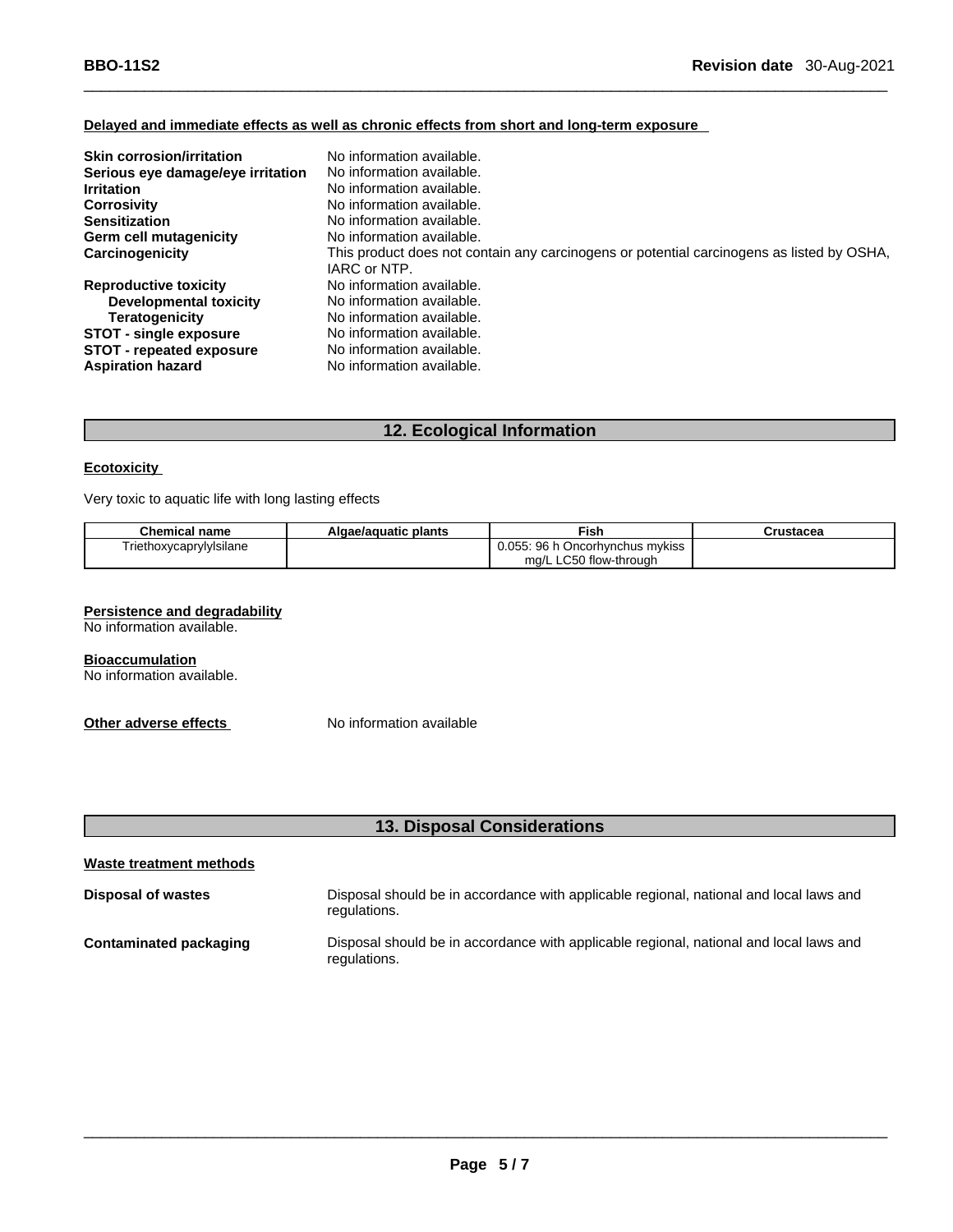**Delayed and immediate effects as well as chronic effects from short and long-term exposure**

| | |
|---|---|
| **Skin corrosion/irritation** | No information available. |
| **Serious eye damage/eye irritation** | No information available. |
| **Irritation** | No information available. |
| **Corrosivity** | No information available. |
| **Sensitization** | No information available. |
| **Germ cell mutagenicity** | No information available. |
| **Carcinogenicity** | This product does not contain any carcinogens or potential carcinogens as listed by OSHA, IARC or NTP. |
| **Reproductive toxicity** | No information available. |
| **Developmental toxicity** | No information available. |
| **Teratogenicity** | No information available. |
| **STOT - single exposure** | No information available. |
| **STOT - repeated exposure** | No information available. |
| **Aspiration hazard** | No information available. |

## 12. Ecological Information

**Ecotoxicity**

Very toxic to aquatic life with long lasting effects

| Chemical name | Algae/aquatic plants | Fish | Crustacea |
|---|---|---|---|
| Triethoxycaprylylsilane | | 0.055: 96 h Oncorhynchus mykiss mg/L LC50 flow-through | |

**Persistence and degradability**

No information available.

**Bioaccumulation**

No information available.

**Other adverse effects** No information available

## 13. Disposal Considerations

**Waste treatment methods**

| | |
|---|---|
| **Disposal of wastes** | Disposal should be in accordance with applicable regional, national and local laws and regulations. |
| **Contaminated packaging** | Disposal should be in accordance with applicable regional, national and local laws and regulations. |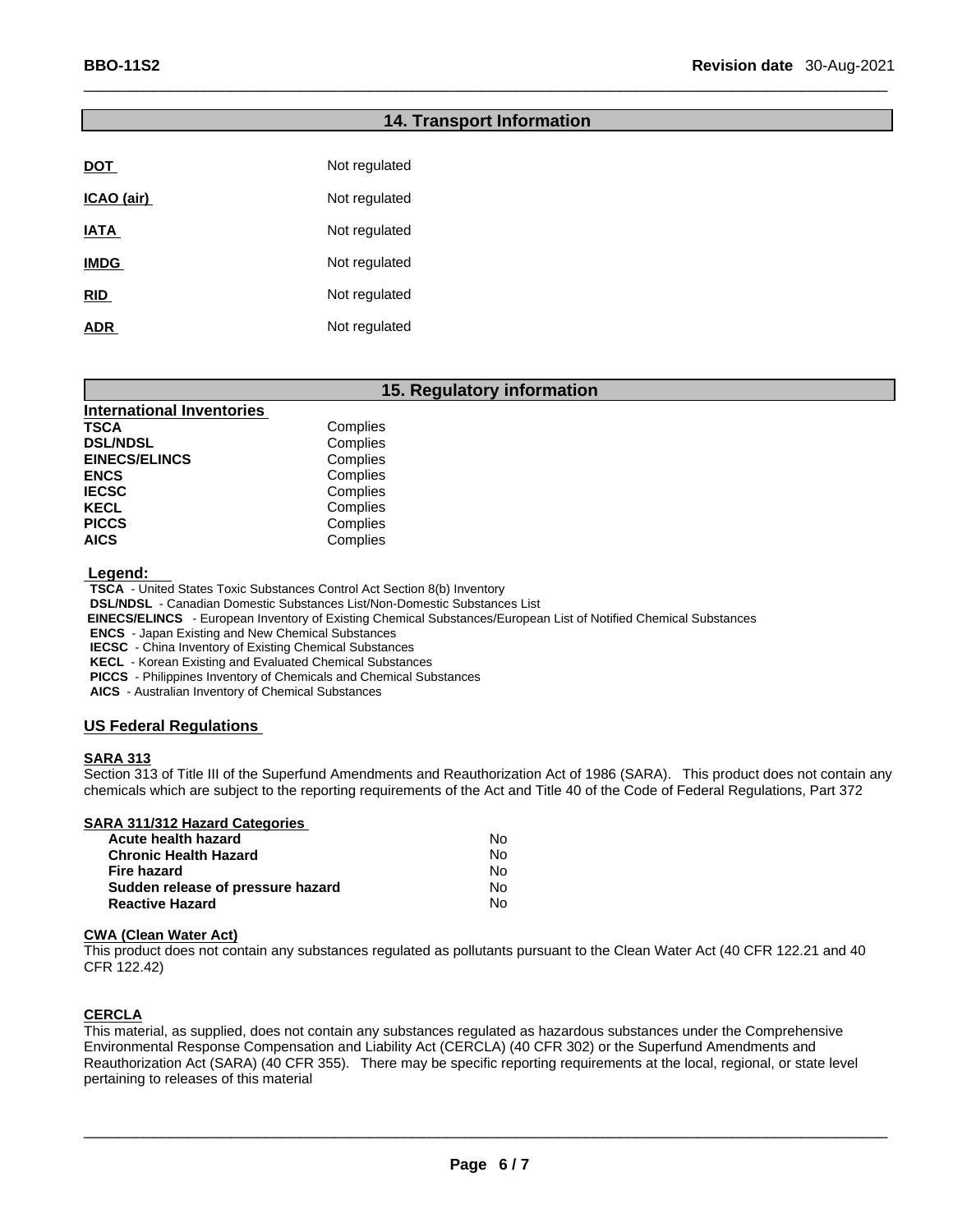## 14. Transport Information

| | |
|---|---|
| **DOT** | Not regulated |
| **ICAO (air)** | Not regulated |
| **IATA** | Not regulated |
| **IMDG** | Not regulated |
| **RID** | Not regulated |
| **ADR** | Not regulated |

## 15. Regulatory information

**International Inventories**

| | |
|---|---|
| **TSCA** | Complies |
| **DSL/NDSL** | Complies |
| **EINECS/ELINCS** | Complies |
| **ENCS** | Complies |
| **IECSC** | Complies |
| **KECL** | Complies |
| **PICCS** | Complies |
| **AICS** | Complies |

**Legend:**

**TSCA** - United States Toxic Substances Control Act Section 8(b) Inventory
**DSL/NDSL** - Canadian Domestic Substances List/Non-Domestic Substances List
**EINECS/ELINCS** - European Inventory of Existing Chemical Substances/European List of Notified Chemical Substances
**ENCS** - Japan Existing and New Chemical Substances
**IECSC** - China Inventory of Existing Chemical Substances
**KECL** - Korean Existing and Evaluated Chemical Substances
**PICCS** - Philippines Inventory of Chemicals and Chemical Substances
**AICS** - Australian Inventory of Chemical Substances

### US Federal Regulations

**SARA 313**

Section 313 of Title III of the Superfund Amendments and Reauthorization Act of 1986 (SARA). This product does not contain any chemicals which are subject to the reporting requirements of the Act and Title 40 of the Code of Federal Regulations, Part 372

**SARA 311/312 Hazard Categories**

| | |
|---|---|
| **Acute health hazard** | No |
| **Chronic Health Hazard** | No |
| **Fire hazard** | No |
| **Sudden release of pressure hazard** | No |
| **Reactive Hazard** | No |

**CWA (Clean Water Act)**

This product does not contain any substances regulated as pollutants pursuant to the Clean Water Act (40 CFR 122.21 and 40 CFR 122.42)

**CERCLA**

This material, as supplied, does not contain any substances regulated as hazardous substances under the Comprehensive Environmental Response Compensation and Liability Act (CERCLA) (40 CFR 302) or the Superfund Amendments and Reauthorization Act (SARA) (40 CFR 355). There may be specific reporting requirements at the local, regional, or state level pertaining to releases of this material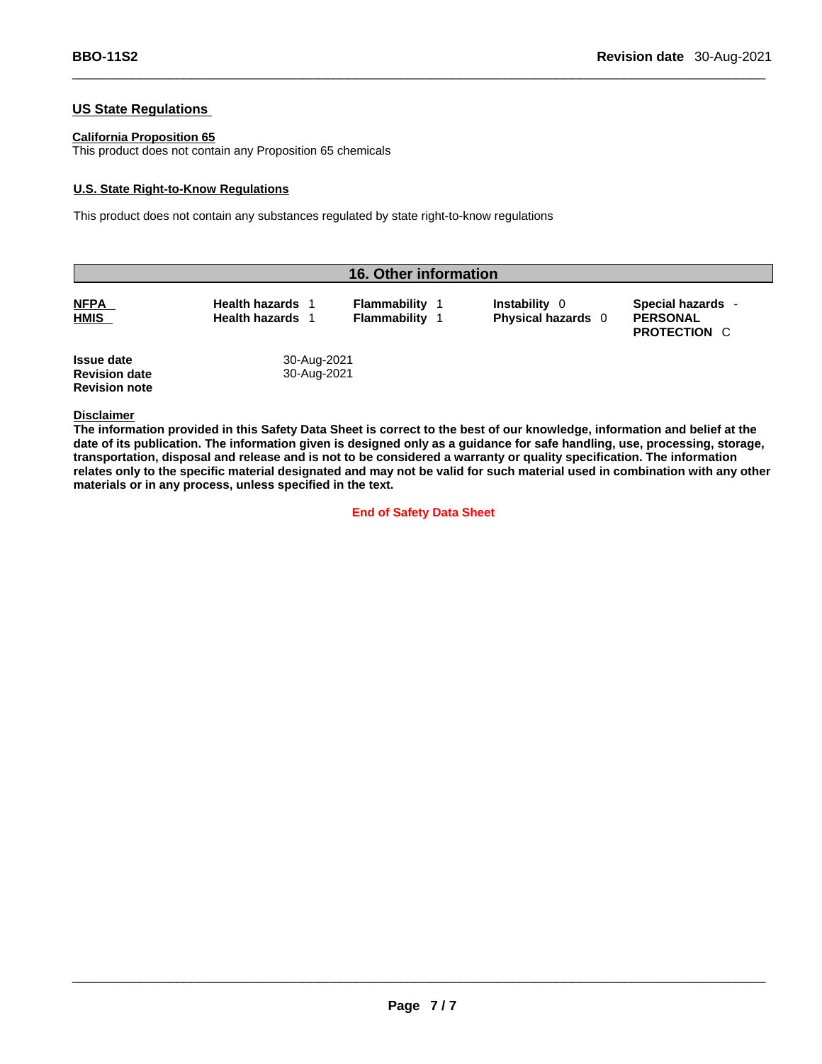### US State Regulations

**California Proposition 65**
This product does not contain any Proposition 65 chemicals

**U.S. State Right-to-Know Regulations**

This product does not contain any substances regulated by state right-to-know regulations

## 16. Other information

| | | | | |
|---|---|---|---|---|
| **NFPA** | **Health hazards** 1 | **Flammability** 1 | **Instability** 0 | **Special hazards** - |
| **HMIS** | **Health hazards** 1 | **Flammability** 1 | **Physical hazards** 0 | **PERSONAL PROTECTION** C |

| | |
|---|---|
| **Issue date** | 30-Aug-2021 |
| **Revision date** | 30-Aug-2021 |
| **Revision note** | |

**Disclaimer**
**The information provided in this Safety Data Sheet is correct to the best of our knowledge, information and belief at the date of its publication. The information given is designed only as a guidance for safe handling, use, processing, storage, transportation, disposal and release and is not to be considered a warranty or quality specification. The information relates only to the specific material designated and may not be valid for such material used in combination with any other materials or in any process, unless specified in the text.**

**End of Safety Data Sheet**